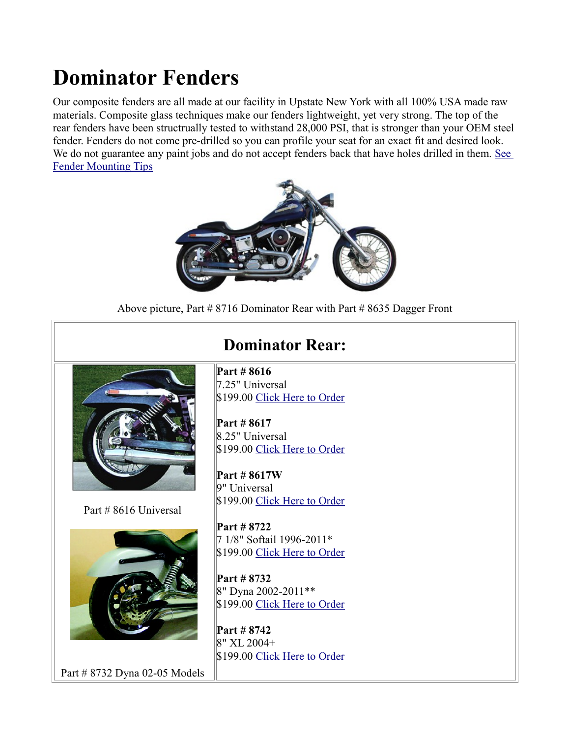# Dominator Fenders

Our composite fenders are all made at our facility in Upstate New York with all 100% USA made raw materials. Composite glass techniques make our fenders lightweight, yet very strong. The top of the rear fenders have been structrually tested to withstand 28,000 PSI, that is stronger than your OEM steel fender. Fenders do not come pre-drilled so you can profile your seat for an exact fit and desired look. We do not guarantee any paint jobs and do not accept fenders back that have holes drilled in them. See Fender Mounting Tips

Above picture, Part # 8716 Dominator Rear with Part # 8635 Dagger Front

## Dominator Rear:

Part # 8616 Universal

Part # 8732 Dyna 02-05 Models

**Part # 8616**
7.25" Universal
$199.00 Click Here to Order

**Part # 8617**
8.25" Universal
$199.00 Click Here to Order

**Part # 8617W**
9" Universal
$199.00 Click Here to Order

**Part # 8722**
7 1/8" Softail 1996-2011*
$199.00 Click Here to Order

**Part # 8732**
8" Dyna 2002-2011**
$199.00 Click Here to Order

**Part # 8742**
8" XL 2004+
$199.00 Click Here to Order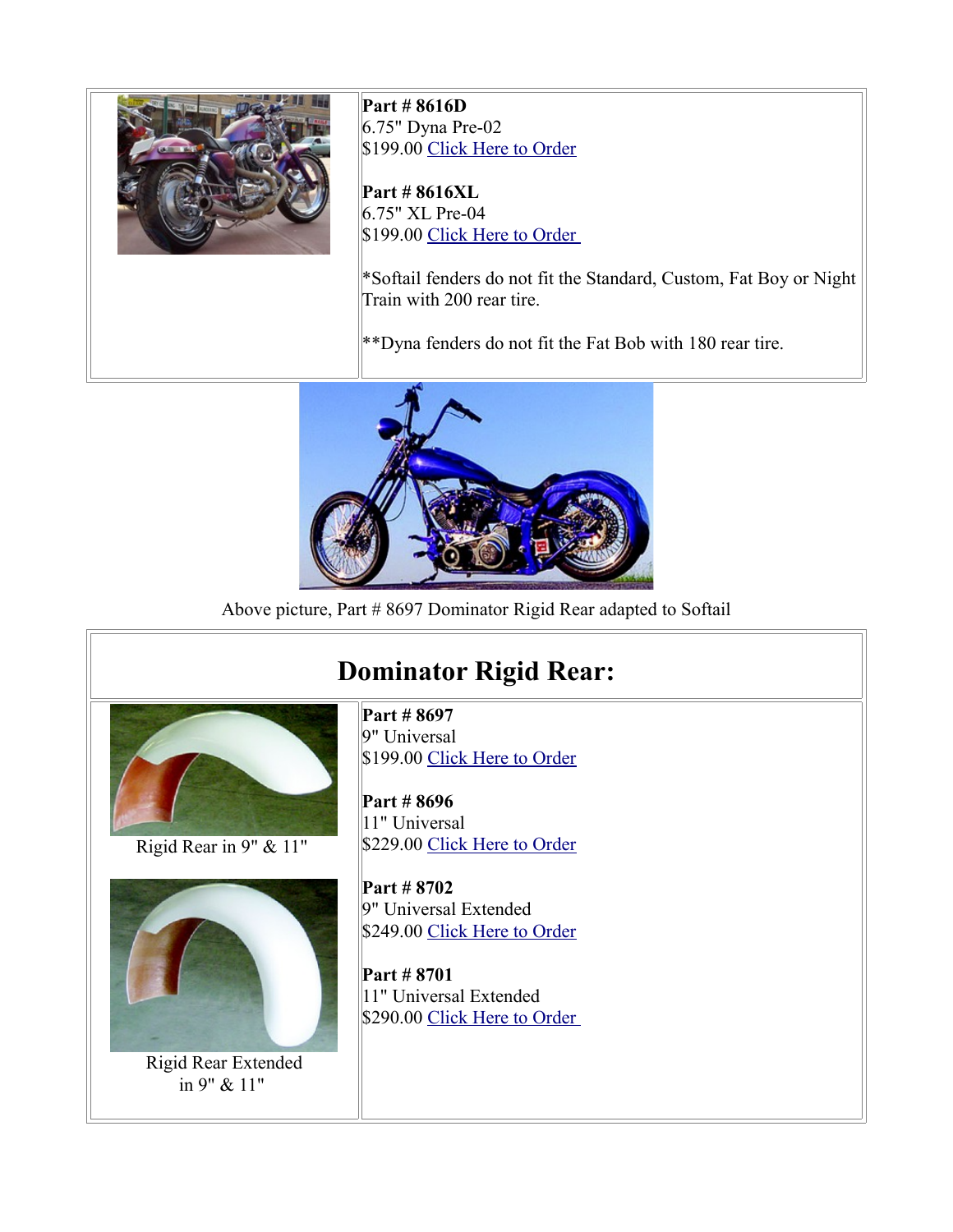**Part # 8616D**
6.75" Dyna Pre-02
$199.00 Click Here to Order

**Part # 8616XL**
6.75" XL Pre-04
$199.00 Click Here to Order

*Softail fenders do not fit the Standard, Custom, Fat Boy or Night Train with 200 rear tire.

**Dyna fenders do not fit the Fat Bob with 180 rear tire.

Above picture, Part # 8697 Dominator Rigid Rear adapted to Softail

## Dominator Rigid Rear:

Rigid Rear in 9" & 11"

Rigid Rear Extended in 9" & 11"

**Part # 8697**
9" Universal
$199.00 Click Here to Order

**Part # 8696**
11" Universal
$229.00 Click Here to Order

**Part # 8702**
9" Universal Extended
$249.00 Click Here to Order

**Part # 8701**
11" Universal Extended
$290.00 Click Here to Order